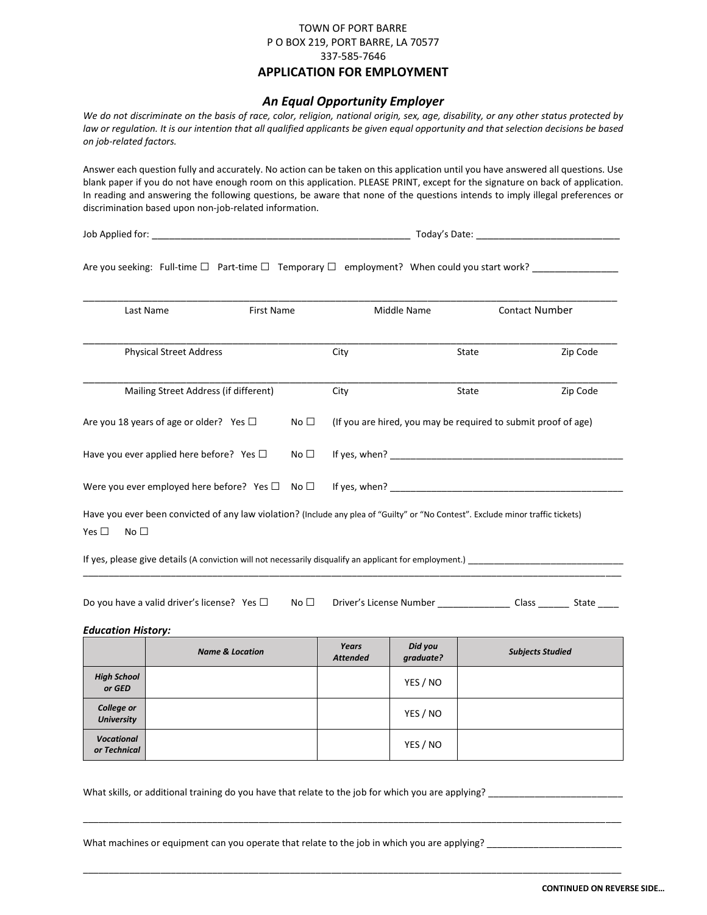TOWN OF PORT BARRE
P O BOX 219, PORT BARRE, LA 70577
337-585-7646

# APPLICATION FOR EMPLOYMENT

## *An Equal Opportunity Employer*

*We do not discriminate on the basis of race, color, religion, national origin, sex, age, disability, or any other status protected by law or regulation. It is our intention that all qualified applicants be given equal opportunity and that selection decisions be based on job-related factors.*

Answer each question fully and accurately. No action can be taken on this application until you have answered all questions. Use blank paper if you do not have enough room on this application. PLEASE PRINT, except for the signature on back of application. In reading and answering the following questions, be aware that none of the questions intends to imply illegal preferences or discrimination based upon non-job-related information.

Job Applied for: ________________________________________________ Today's Date: ___________________________

Are you seeking: Full-time ☐ Part-time ☐ Temporary ☐ employment? When could you start work? ________________

_____________________________________________________________________________________________________

Last Name First Name Middle Name Contact Number

_____________________________________________________________________________________________________

Physical Street Address City State Zip Code

_____________________________________________________________________________________________________

Mailing Street Address (if different) City State Zip Code

Are you 18 years of age or older? Yes ☐ No ☐ (If you are hired, you may be required to submit proof of age)

Have you ever applied here before? Yes ☐ No ☐ If yes, when? ____________________________________________

Were you ever employed here before? Yes ☐ No ☐ If yes, when? ____________________________________________

Have you ever been convicted of any law violation? (Include any plea of "Guilty" or "No Contest". Exclude minor traffic tickets)

Yes ☐ No ☐

If yes, please give details (A conviction will not necessarily disqualify an applicant for employment.) _______________________________
_____________________________________________________________________________________________________

Do you have a valid driver's license? Yes ☐ No ☐ Driver's License Number ______________ Class ______ State ____

***Education History:***

| | Name & Location | Years Attended | Did you graduate? | Subjects Studied |
|---|---|---|---|---|
| **High School or GED** | | | YES / NO | |
| **College or University** | | | YES / NO | |
| **Vocational or Technical** | | | YES / NO | |

What skills, or additional training do you have that relate to the job for which you are applying? __________________________

_____________________________________________________________________________________________________

What machines or equipment can you operate that relate to the job in which you are applying? __________________________

_____________________________________________________________________________________________________

**CONTINUED ON REVERSE SIDE…**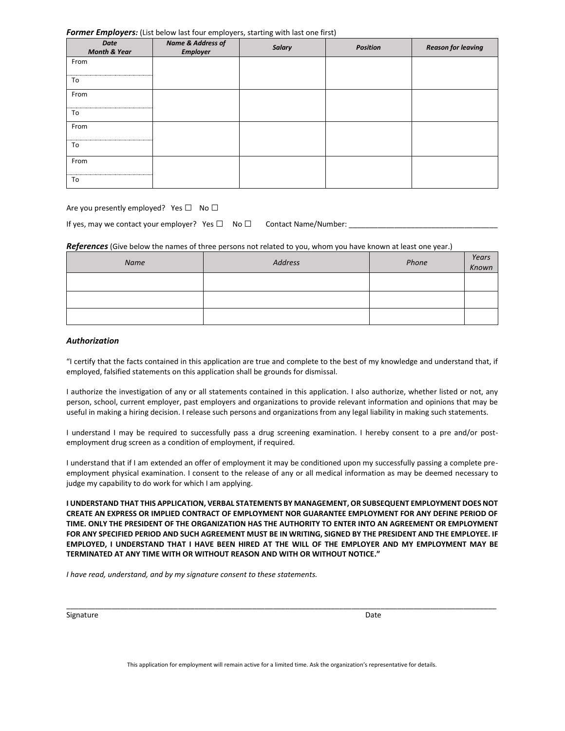***Former Employers:*** (List below last four employers, starting with last one first)

| *Date Month & Year* | *Name & Address of Employer* | *Salary* | *Position* | *Reason for leaving* |
| --- | --- | --- | --- | --- |
| From<br>To | | | | |
| From<br>To | | | | |
| From<br>To | | | | |
| From<br>To | | | | |

Are you presently employed? Yes ☐ No ☐

If yes, may we contact your employer? Yes ☐ No ☐ Contact Name/Number: ___________________________________

***References*** (Give below the names of three persons not related to you, whom you have known at least one year.)

| *Name* | *Address* | *Phone* | *Years Known* |
| --- | --- | --- | --- |
| | | | |
| | | | |
| | | | |

### *Authorization*

"I certify that the facts contained in this application are true and complete to the best of my knowledge and understand that, if employed, falsified statements on this application shall be grounds for dismissal.

I authorize the investigation of any or all statements contained in this application. I also authorize, whether listed or not, any person, school, current employer, past employers and organizations to provide relevant information and opinions that may be useful in making a hiring decision. I release such persons and organizations from any legal liability in making such statements.

I understand I may be required to successfully pass a drug screening examination. I hereby consent to a pre and/or post-employment drug screen as a condition of employment, if required.

I understand that if I am extended an offer of employment it may be conditioned upon my successfully passing a complete pre-employment physical examination. I consent to the release of any or all medical information as may be deemed necessary to judge my capability to do work for which I am applying.

**I UNDERSTAND THAT THIS APPLICATION, VERBAL STATEMENTS BY MANAGEMENT, OR SUBSEQUENT EMPLOYMENT DOES NOT CREATE AN EXPRESS OR IMPLIED CONTRACT OF EMPLOYMENT NOR GUARANTEE EMPLOYMENT FOR ANY DEFINE PERIOD OF TIME. ONLY THE PRESIDENT OF THE ORGANIZATION HAS THE AUTHORITY TO ENTER INTO AN AGREEMENT OR EMPLOYMENT FOR ANY SPECIFIED PERIOD AND SUCH AGREEMENT MUST BE IN WRITING, SIGNED BY THE PRESIDENT AND THE EMPLOYEE. IF EMPLOYED, I UNDERSTAND THAT I HAVE BEEN HIRED AT THE WILL OF THE EMPLOYER AND MY EMPLOYMENT MAY BE TERMINATED AT ANY TIME WITH OR WITHOUT REASON AND WITH OR WITHOUT NOTICE."**

*I have read, understand, and by my signature consent to these statements.*

_____________________________________________________________________________________________

Signature Date

This application for employment will remain active for a limited time. Ask the organization's representative for details.